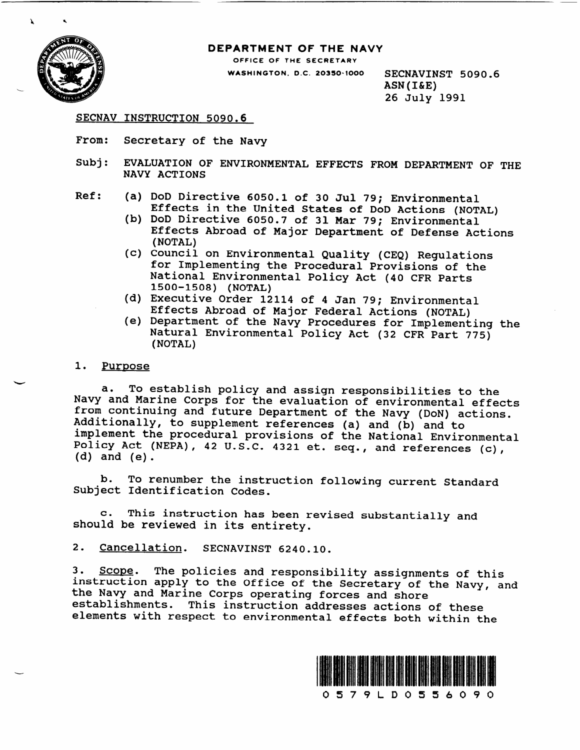**DEPARTMENT OF THE NAVY**
OFFICE OF THE SECRETARY
WASHINGTON, D.C. 20350-1000

SECNAVINST 5090.6
ASN(I&E)
26 July 1991

SECNAV INSTRUCTION 5090.6

From: Secretary of the Navy

Subj: EVALUATION OF ENVIRONMENTAL EFFECTS FROM DEPARTMENT OF THE NAVY ACTIONS

Ref:
(a) DoD Directive 6050.1 of 30 Jul 79; Environmental Effects in the United States of DoD Actions (NOTAL)
(b) DoD Directive 6050.7 of 31 Mar 79; Environmental Effects Abroad of Major Department of Defense Actions (NOTAL)
(c) Council on Environmental Quality (CEQ) Regulations for Implementing the Procedural Provisions of the National Environmental Policy Act (40 CFR Parts 1500-1508) (NOTAL)
(d) Executive Order 12114 of 4 Jan 79; Environmental Effects Abroad of Major Federal Actions (NOTAL)
(e) Department of the Navy Procedures for Implementing the Natural Environmental Policy Act (32 CFR Part 775) (NOTAL)

1. Purpose

a. To establish policy and assign responsibilities to the Navy and Marine Corps for the evaluation of environmental effects from continuing and future Department of the Navy (DoN) actions. Additionally, to supplement references (a) and (b) and to implement the procedural provisions of the National Environmental Policy Act (NEPA), 42 U.S.C. 4321 et. seq., and references (c), (d) and (e).

b. To renumber the instruction following current Standard Subject Identification Codes.

c. This instruction has been revised substantially and should be reviewed in its entirety.

2. Cancellation. SECNAVINST 6240.10.

3. Scope. The policies and responsibility assignments of this instruction apply to the Office of the Secretary of the Navy, and the Navy and Marine Corps operating forces and shore establishments. This instruction addresses actions of these elements with respect to environmental effects both within the

0579LD0556090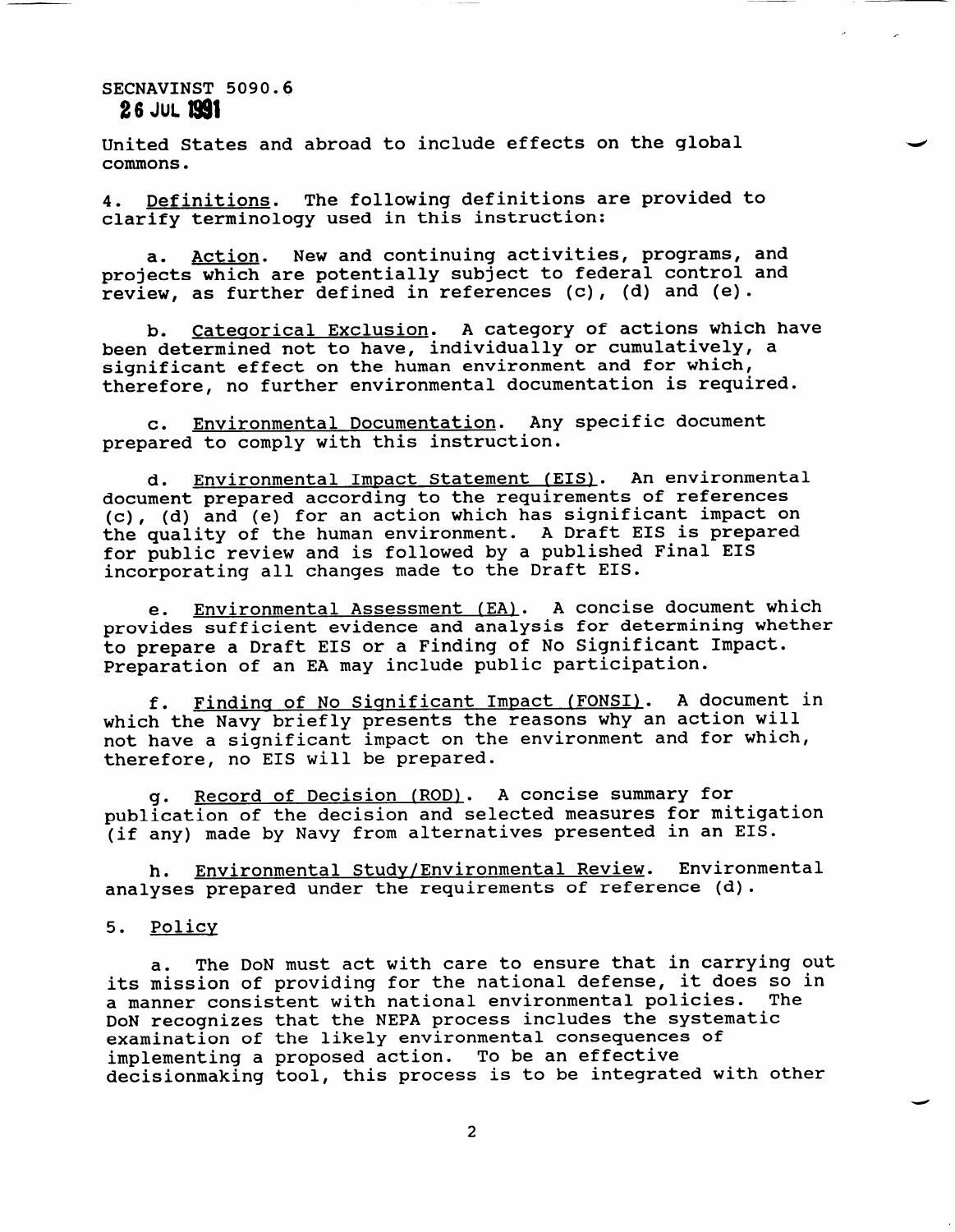United States and abroad to include effects on the global commons.

4. Definitions. The following definitions are provided to clarify terminology used in this instruction:

a. Action. New and continuing activities, programs, and projects which are potentially subject to federal control and review, as further defined in references (c), (d) and (e).

b. Categorical Exclusion. A category of actions which have been determined not to have, individually or cumulatively, a significant effect on the human environment and for which, therefore, no further environmental documentation is required.

c. Environmental Documentation. Any specific document prepared to comply with this instruction.

d. Environmental Impact Statement (EIS). An environmental document prepared according to the requirements of references (c), (d) and (e) for an action which has significant impact on the quality of the human environment. A Draft EIS is prepared for public review and is followed by a published Final EIS incorporating all changes made to the Draft EIS.

e. Environmental Assessment (EA). A concise document which provides sufficient evidence and analysis for determining whether to prepare a Draft EIS or a Finding of No Significant Impact. Preparation of an EA may include public participation.

f. Finding of No Significant Impact (FONSI). A document in which the Navy briefly presents the reasons why an action will not have a significant impact on the environment and for which, therefore, no EIS will be prepared.

g. Record of Decision (ROD). A concise summary for publication of the decision and selected measures for mitigation (if any) made by Navy from alternatives presented in an EIS.

h. Environmental Study/Environmental Review. Environmental analyses prepared under the requirements of reference (d).

5. Policy

a. The DoN must act with care to ensure that in carrying out its mission of providing for the national defense, it does so in a manner consistent with national environmental policies. The DoN recognizes that the NEPA process includes the systematic examination of the likely environmental consequences of implementing a proposed action. To be an effective decisionmaking tool, this process is to be integrated with other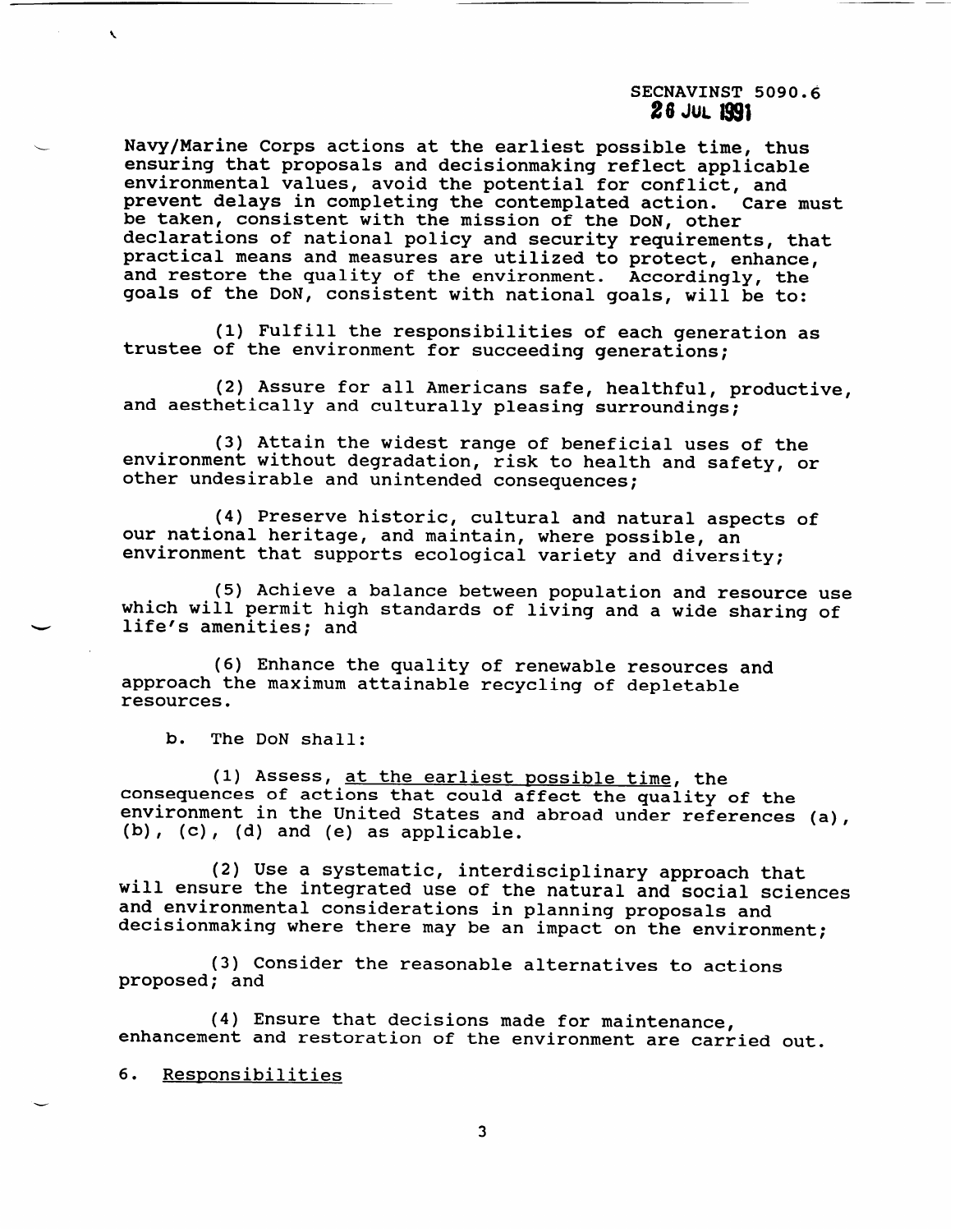Navy/Marine Corps actions at the earliest possible time, thus ensuring that proposals and decisionmaking reflect applicable environmental values, avoid the potential for conflict, and prevent delays in completing the contemplated action. Care must be taken, consistent with the mission of the DoN, other declarations of national policy and security requirements, that practical means and measures are utilized to protect, enhance, and restore the quality of the environment. Accordingly, the goals of the DoN, consistent with national goals, will be to:

(1) Fulfill the responsibilities of each generation as trustee of the environment for succeeding generations;

(2) Assure for all Americans safe, healthful, productive, and aesthetically and culturally pleasing surroundings;

(3) Attain the widest range of beneficial uses of the environment without degradation, risk to health and safety, or other undesirable and unintended consequences;

(4) Preserve historic, cultural and natural aspects of our national heritage, and maintain, where possible, an environment that supports ecological variety and diversity;

(5) Achieve a balance between population and resource use which will permit high standards of living and a wide sharing of life's amenities; and

(6) Enhance the quality of renewable resources and approach the maximum attainable recycling of depletable resources.

b. The DoN shall:

(1) Assess, <u>at the earliest possible time</u>, the consequences of actions that could affect the quality of the environment in the United States and abroad under references (a), (b), (c), (d) and (e) as applicable.

(2) Use a systematic, interdisciplinary approach that will ensure the integrated use of the natural and social sciences and environmental considerations in planning proposals and decisionmaking where there may be an impact on the environment;

(3) Consider the reasonable alternatives to actions proposed; and

(4) Ensure that decisions made for maintenance, enhancement and restoration of the environment are carried out.

6. <u>Responsibilities</u>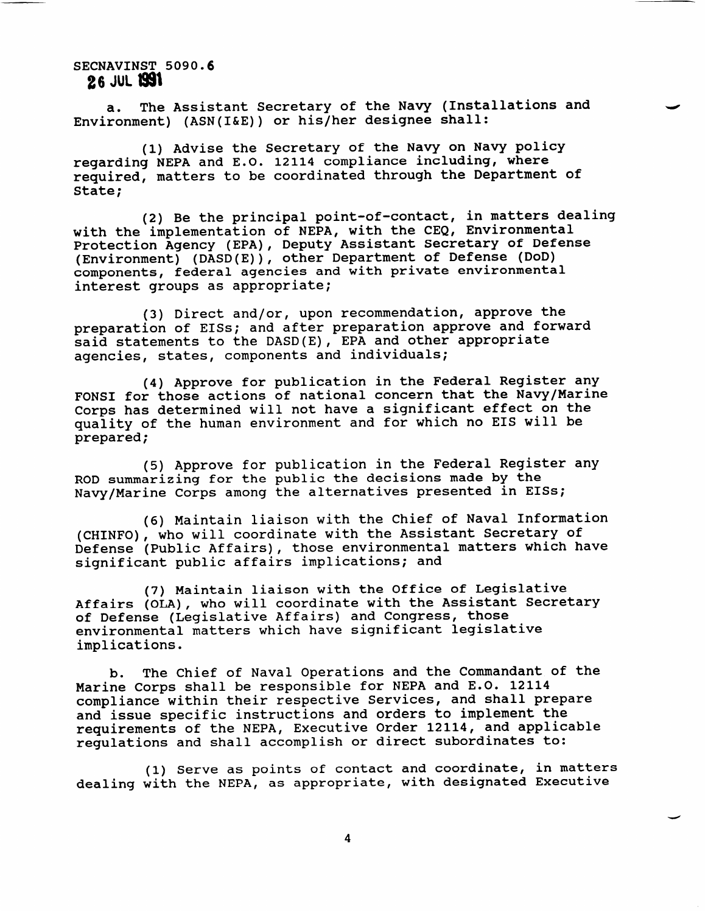a. The Assistant Secretary of the Navy (Installations and Environment) (ASN(I&E)) or his/her designee shall:

(1) Advise the Secretary of the Navy on Navy policy regarding NEPA and E.O. 12114 compliance including, where required, matters to be coordinated through the Department of State;

(2) Be the principal point-of-contact, in matters dealing with the implementation of NEPA, with the CEQ, Environmental Protection Agency (EPA), Deputy Assistant Secretary of Defense (Environment) (DASD(E)), other Department of Defense (DoD) components, federal agencies and with private environmental interest groups as appropriate;

(3) Direct and/or, upon recommendation, approve the preparation of EISs; and after preparation approve and forward said statements to the DASD(E), EPA and other appropriate agencies, states, components and individuals;

(4) Approve for publication in the Federal Register any FONSI for those actions of national concern that the Navy/Marine Corps has determined will not have a significant effect on the quality of the human environment and for which no EIS will be prepared;

(5) Approve for publication in the Federal Register any ROD summarizing for the public the decisions made by the Navy/Marine Corps among the alternatives presented in EISs;

(6) Maintain liaison with the Chief of Naval Information (CHINFO), who will coordinate with the Assistant Secretary of Defense (Public Affairs), those environmental matters which have significant public affairs implications; and

(7) Maintain liaison with the Office of Legislative Affairs (OLA), who will coordinate with the Assistant Secretary of Defense (Legislative Affairs) and Congress, those environmental matters which have significant legislative implications.

b. The Chief of Naval Operations and the Commandant of the Marine Corps shall be responsible for NEPA and E.O. 12114 compliance within their respective Services, and shall prepare and issue specific instructions and orders to implement the requirements of the NEPA, Executive Order 12114, and applicable regulations and shall accomplish or direct subordinates to:

(1) Serve as points of contact and coordinate, in matters dealing with the NEPA, as appropriate, with designated Executive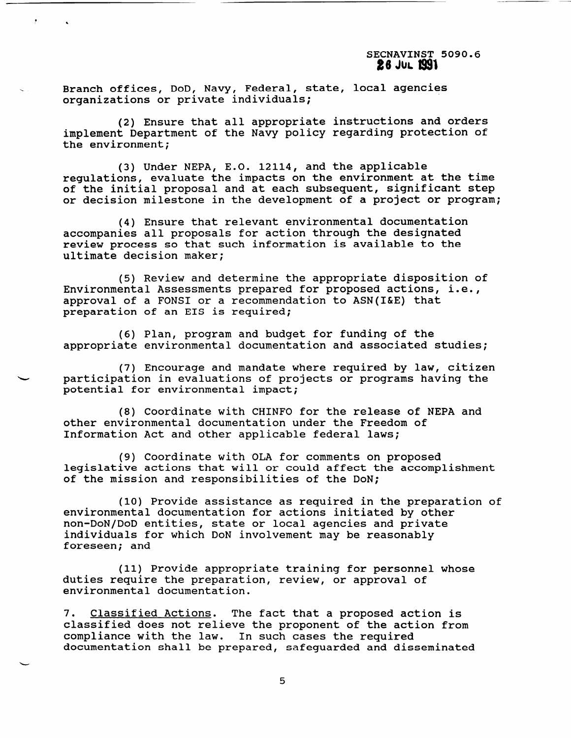Branch offices, DoD, Navy, Federal, state, local agencies organizations or private individuals;

(2) Ensure that all appropriate instructions and orders implement Department of the Navy policy regarding protection of the environment;

(3) Under NEPA, E.O. 12114, and the applicable regulations, evaluate the impacts on the environment at the time of the initial proposal and at each subsequent, significant step or decision milestone in the development of a project or program;

(4) Ensure that relevant environmental documentation accompanies all proposals for action through the designated review process so that such information is available to the ultimate decision maker;

(5) Review and determine the appropriate disposition of Environmental Assessments prepared for proposed actions, i.e., approval of a FONSI or a recommendation to ASN(I&E) that preparation of an EIS is required;

(6) Plan, program and budget for funding of the appropriate environmental documentation and associated studies;

(7) Encourage and mandate where required by law, citizen participation in evaluations of projects or programs having the potential for environmental impact;

(8) Coordinate with CHINFO for the release of NEPA and other environmental documentation under the Freedom of Information Act and other applicable federal laws;

(9) Coordinate with OLA for comments on proposed legislative actions that will or could affect the accomplishment of the mission and responsibilities of the DoN;

(10) Provide assistance as required in the preparation of environmental documentation for actions initiated by other non-DoN/DoD entities, state or local agencies and private individuals for which DoN involvement may be reasonably foreseen; and

(11) Provide appropriate training for personnel whose duties require the preparation, review, or approval of environmental documentation.

7. <u>Classified Actions</u>. The fact that a proposed action is classified does not relieve the proponent of the action from compliance with the law. In such cases the required documentation shall be prepared, safeguarded and disseminated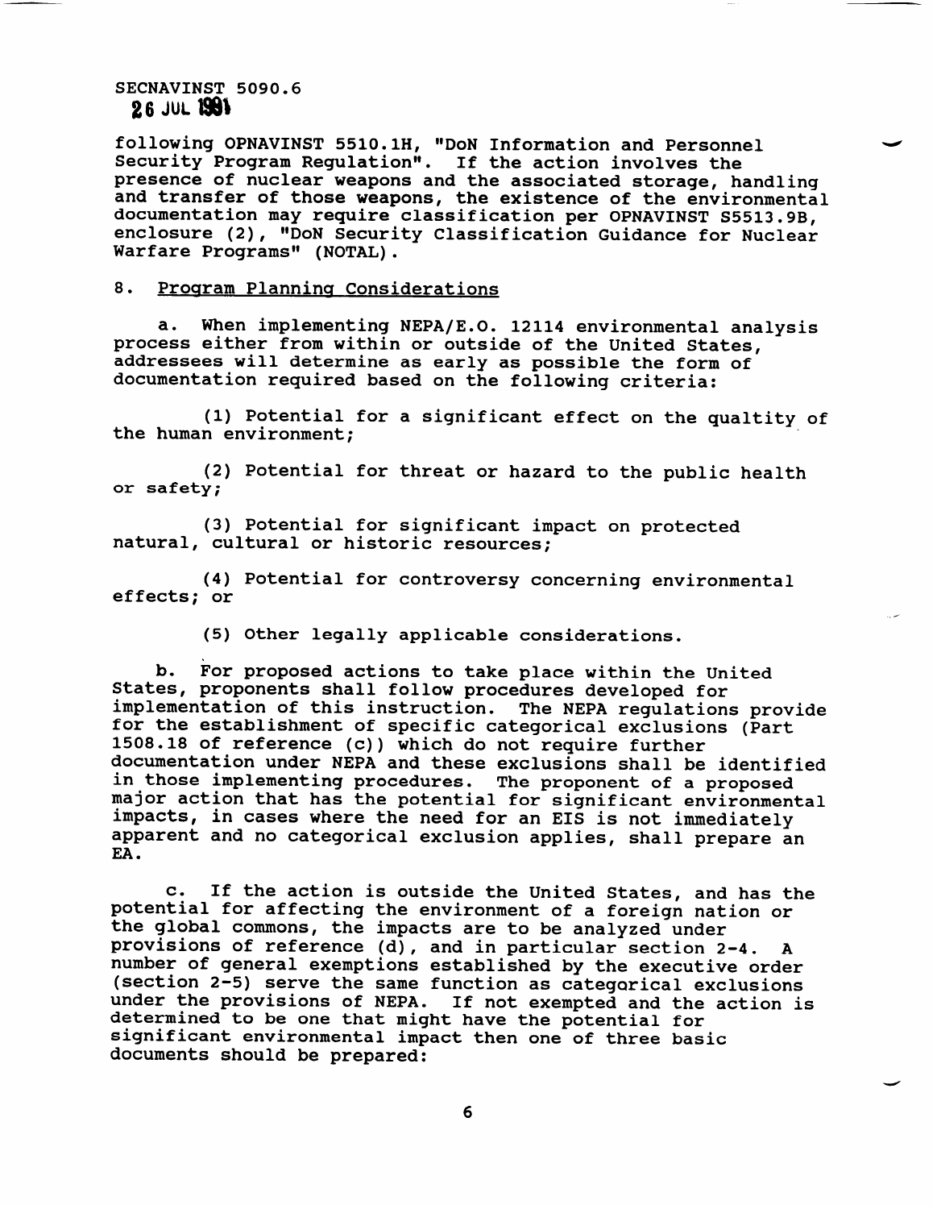following OPNAVINST 5510.1H, "DoN Information and Personnel Security Program Regulation". If the action involves the presence of nuclear weapons and the associated storage, handling and transfer of those weapons, the existence of the environmental documentation may require classification per OPNAVINST S5513.9B, enclosure (2), "DoN Security Classification Guidance for Nuclear Warfare Programs" (NOTAL).

8. Program Planning Considerations

a. When implementing NEPA/E.O. 12114 environmental analysis process either from within or outside of the United States, addressees will determine as early as possible the form of documentation required based on the following criteria:

(1) Potential for a significant effect on the qualtity of the human environment;

(2) Potential for threat or hazard to the public health or safety;

(3) Potential for significant impact on protected natural, cultural or historic resources;

(4) Potential for controversy concerning environmental effects; or

(5) Other legally applicable considerations.

b. For proposed actions to take place within the United States, proponents shall follow procedures developed for implementation of this instruction. The NEPA regulations provide for the establishment of specific categorical exclusions (Part 1508.18 of reference (c)) which do not require further documentation under NEPA and these exclusions shall be identified in those implementing procedures. The proponent of a proposed major action that has the potential for significant environmental impacts, in cases where the need for an EIS is not immediately apparent and no categorical exclusion applies, shall prepare an EA.

c. If the action is outside the United States, and has the potential for affecting the environment of a foreign nation or the global commons, the impacts are to be analyzed under provisions of reference (d), and in particular section 2-4. A number of general exemptions established by the executive order (section 2-5) serve the same function as categorical exclusions under the provisions of NEPA. If not exempted and the action is determined to be one that might have the potential for significant environmental impact then one of three basic documents should be prepared: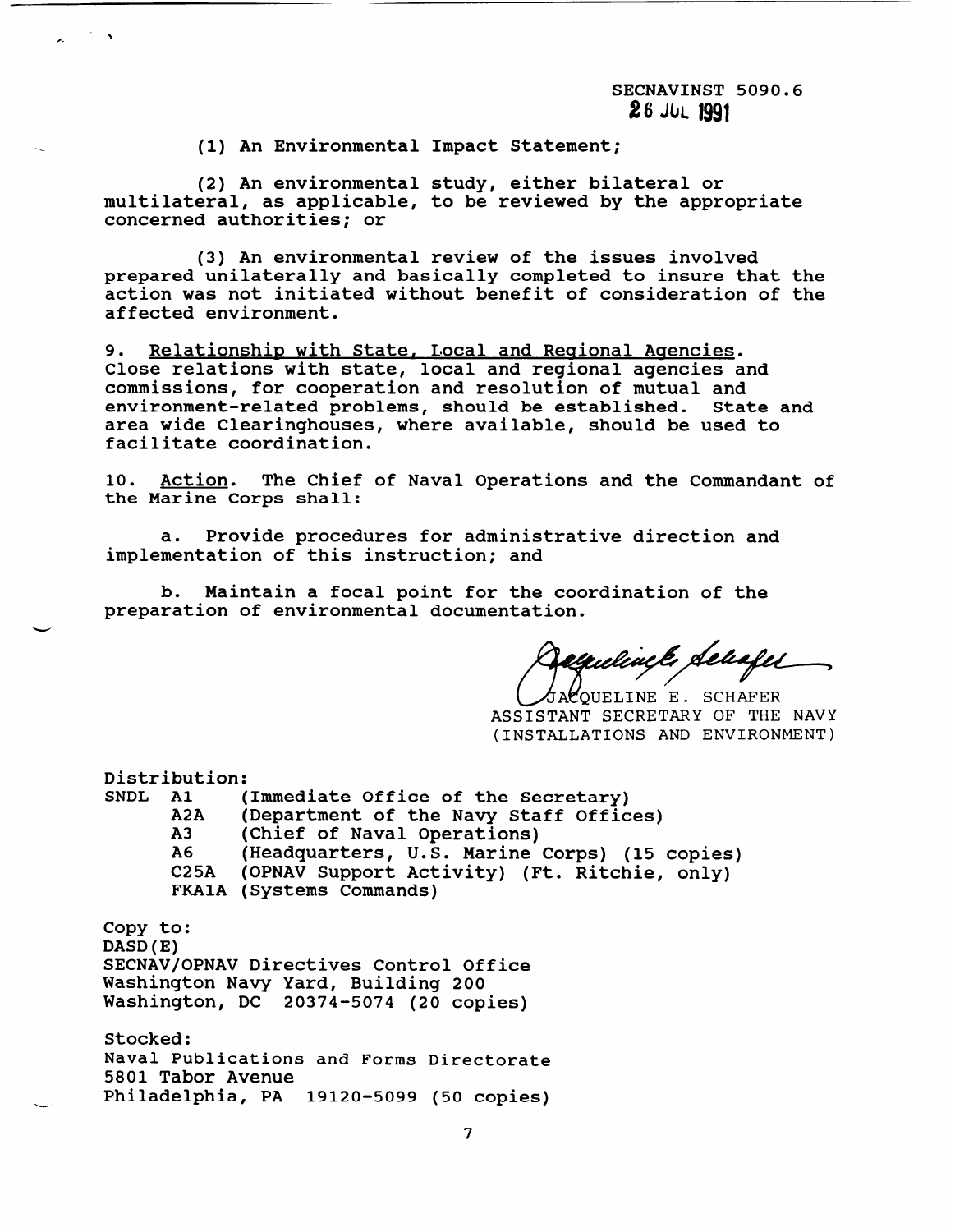SECNAVINST 5090.6
26 JUL 1991

(1) An Environmental Impact Statement;

(2) An environmental study, either bilateral or multilateral, as applicable, to be reviewed by the appropriate concerned authorities; or

(3) An environmental review of the issues involved prepared unilaterally and basically completed to insure that the action was not initiated without benefit of consideration of the affected environment.

9. Relationship with State, Local and Regional Agencies. Close relations with state, local and regional agencies and commissions, for cooperation and resolution of mutual and environment-related problems, should be established. State and area wide Clearinghouses, where available, should be used to facilitate coordination.

10. Action. The Chief of Naval Operations and the Commandant of the Marine Corps shall:

a. Provide procedures for administrative direction and implementation of this instruction; and

b. Maintain a focal point for the coordination of the preparation of environmental documentation.

JACQUELINE E. SCHAFER
ASSISTANT SECRETARY OF THE NAVY
(INSTALLATIONS AND ENVIRONMENT)

Distribution:

| | | |
|---|---|---|
| SNDL | A1 | (Immediate Office of the Secretary) |
| | A2A | (Department of the Navy Staff Offices) |
| | A3 | (Chief of Naval Operations) |
| | A6 | (Headquarters, U.S. Marine Corps) (15 copies) |
| | C25A | (OPNAV Support Activity) (Ft. Ritchie, only) |
| | FKA1A | (Systems Commands) |

Copy to:
DASD(E)
SECNAV/OPNAV Directives Control Office
Washington Navy Yard, Building 200
Washington, DC 20374-5074 (20 copies)

Stocked:
Naval Publications and Forms Directorate
5801 Tabor Avenue
Philadelphia, PA 19120-5099 (50 copies)